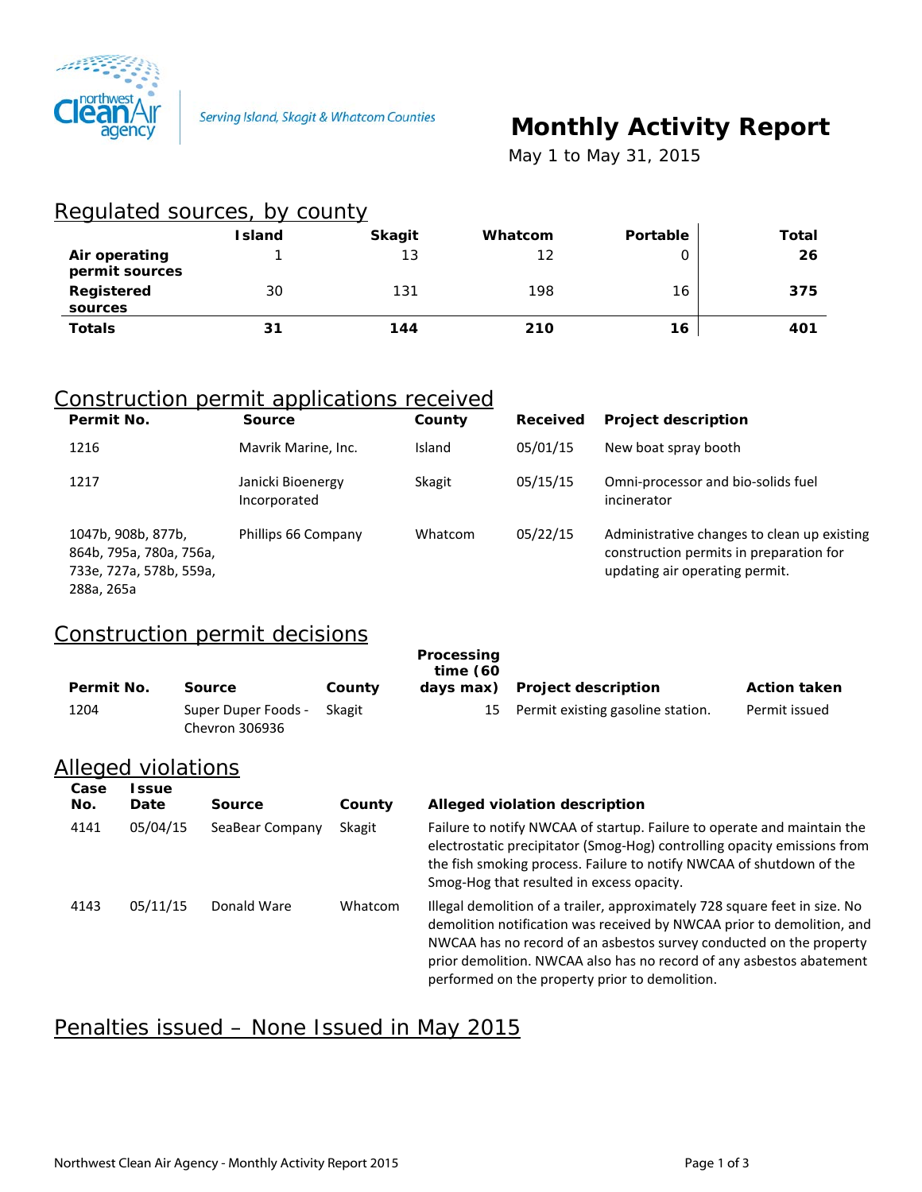Serving Island, Skagit & Whatcom Counties

# Monthly Activity Report

May 1 to May 31, 2015

## Regulated sources, by county

| | Island | Skagit | Whatcom | Portable | Total |
|---|---|---|---|---|---|
| **Air operating permit sources** | 1 | 13 | 12 | 0 | **26** |
| **Registered sources** | 30 | 131 | 198 | 16 | **375** |
| **Totals** | **31** | **144** | **210** | **16** | **401** |

## Construction permit applications received

| Permit No. | Source | County | Received | Project description |
|---|---|---|---|---|
| 1216 | Mavrik Marine, Inc. | Island | 05/01/15 | New boat spray booth |
| 1217 | Janicki Bioenergy Incorporated | Skagit | 05/15/15 | Omni-processor and bio-solids fuel incinerator |
| 1047b, 908b, 877b, 864b, 795a, 780a, 756a, 733e, 727a, 578b, 559a, 288a, 265a | Phillips 66 Company | Whatcom | 05/22/15 | Administrative changes to clean up existing construction permits in preparation for updating air operating permit. |

## Construction permit decisions

| Permit No. | Source | County | Processing time (60 days max) | Project description | Action taken |
|---|---|---|---|---|---|
| 1204 | Super Duper Foods - Chevron 306936 | Skagit | 15 | Permit existing gasoline station. | Permit issued |

## Alleged violations

| Case No. | Issue Date | Source | County | Alleged violation description |
|---|---|---|---|---|
| 4141 | 05/04/15 | SeaBear Company | Skagit | Failure to notify NWCAA of startup. Failure to operate and maintain the electrostatic precipitator (Smog-Hog) controlling opacity emissions from the fish smoking process. Failure to notify NWCAA of shutdown of the Smog-Hog that resulted in excess opacity. |
| 4143 | 05/11/15 | Donald Ware | Whatcom | Illegal demolition of a trailer, approximately 728 square feet in size. No demolition notification was received by NWCAA prior to demolition, and NWCAA has no record of an asbestos survey conducted on the property prior demolition. NWCAA also has no record of any asbestos abatement performed on the property prior to demolition. |

## Penalties issued – None Issued in May 2015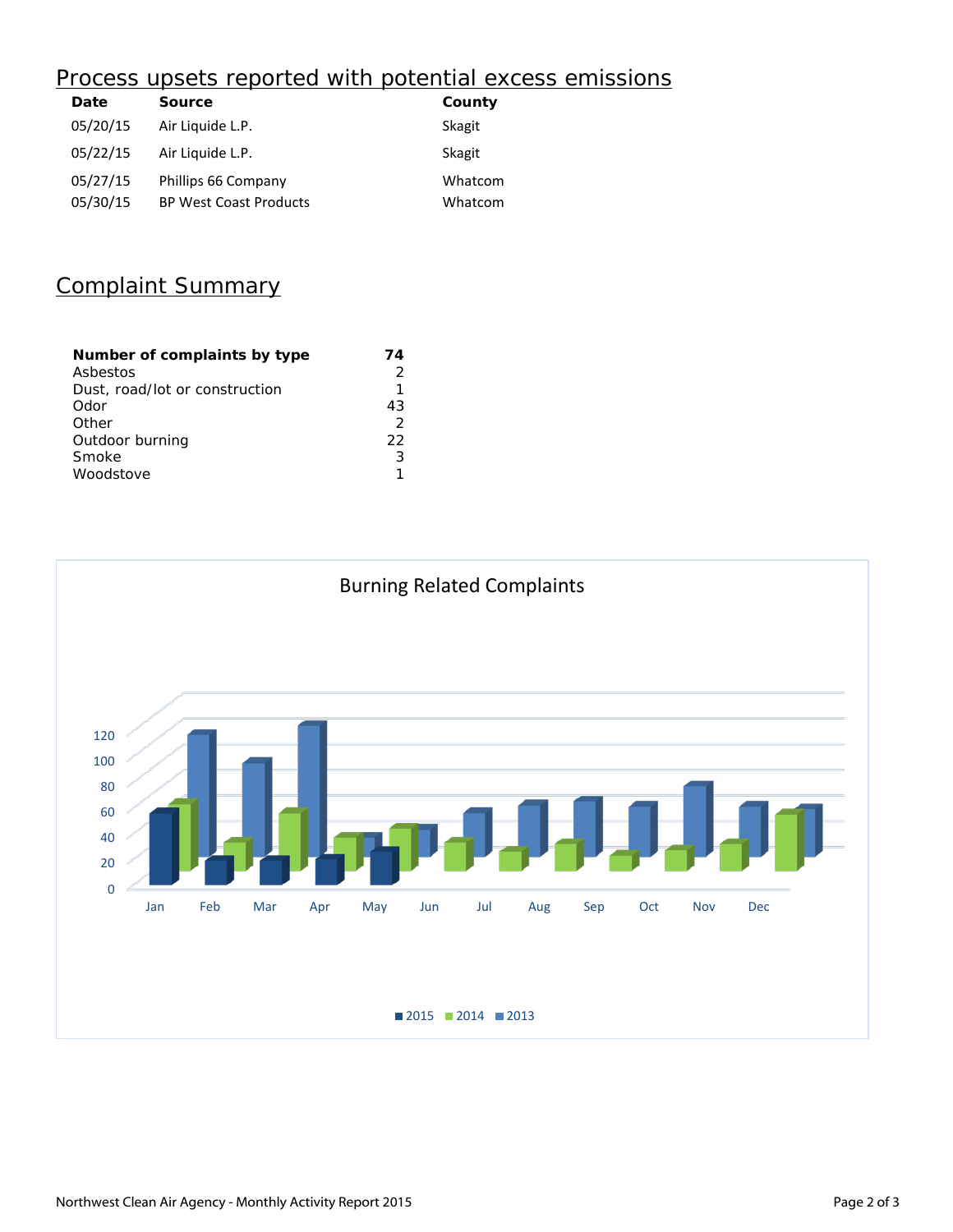## Process upsets reported with potential excess emissions

| Date | Source | County |
|---|---|---|
| 05/20/15 | Air Liquide L.P. | Skagit |
| 05/22/15 | Air Liquide L.P. | Skagit |
| 05/27/15 | Phillips 66 Company | Whatcom |
| 05/30/15 | BP West Coast Products | Whatcom |

## Complaint Summary

| **Number of complaints by type** | **74** |
|---|---|
| Asbestos | 2 |
| Dust, road/lot or construction | 1 |
| Odor | 43 |
| Other | 2 |
| Outdoor burning | 22 |
| Smoke | 3 |
| Woodstove | 1 |

Burning Related Complaints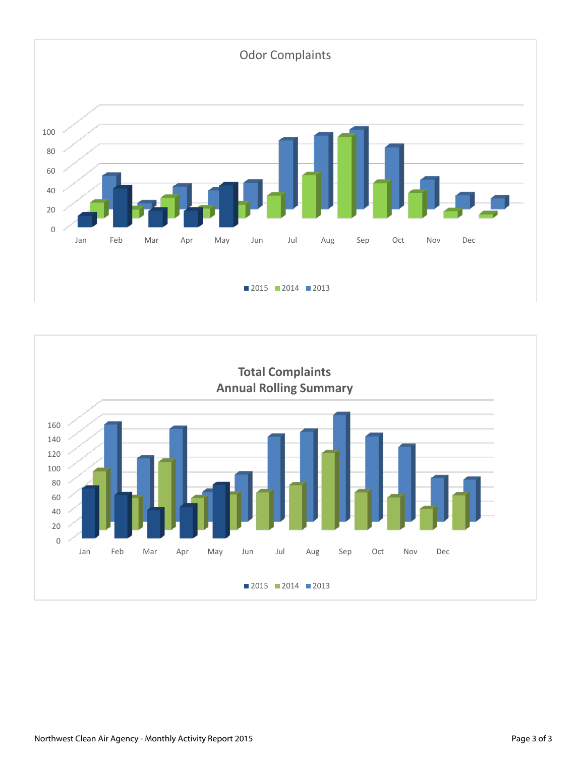Odor Complaints

100
80
60
40
20
0

Jan Feb Mar Apr May Jun Jul Aug Sep Oct Nov Dec

2015 2014 2013

**Total Complaints**
**Annual Rolling Summary**

160
140
120
100
80
60
40
20
0

Jan Feb Mar Apr May Jun Jul Aug Sep Oct Nov Dec

2015 2014 2013